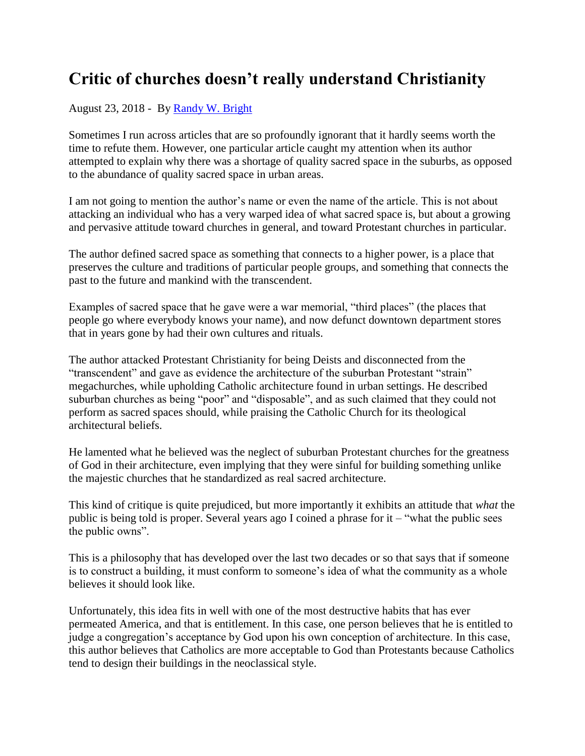# Critic of churches doesn't really understand Christianity

August 23, 2018 - By [Randy W. Bright]

Sometimes I run across articles that are so profoundly ignorant that it hardly seems worth the time to refute them. However, one particular article caught my attention when its author attempted to explain why there was a shortage of quality sacred space in the suburbs, as opposed to the abundance of quality sacred space in urban areas.

I am not going to mention the author's name or even the name of the article. This is not about attacking an individual who has a very warped idea of what sacred space is, but about a growing and pervasive attitude toward churches in general, and toward Protestant churches in particular.

The author defined sacred space as something that connects to a higher power, is a place that preserves the culture and traditions of particular people groups, and something that connects the past to the future and mankind with the transcendent.

Examples of sacred space that he gave were a war memorial, "third places" (the places that people go where everybody knows your name), and now defunct downtown department stores that in years gone by had their own cultures and rituals.

The author attacked Protestant Christianity for being Deists and disconnected from the "transcendent" and gave as evidence the architecture of the suburban Protestant "strain" megachurches, while upholding Catholic architecture found in urban settings. He described suburban churches as being "poor" and "disposable", and as such claimed that they could not perform as sacred spaces should, while praising the Catholic Church for its theological architectural beliefs.

He lamented what he believed was the neglect of suburban Protestant churches for the greatness of God in their architecture, even implying that they were sinful for building something unlike the majestic churches that he standardized as real sacred architecture.

This kind of critique is quite prejudiced, but more importantly it exhibits an attitude that *what* the public is being told is proper. Several years ago I coined a phrase for it – "what the public sees the public owns".

This is a philosophy that has developed over the last two decades or so that says that if someone is to construct a building, it must conform to someone's idea of what the community as a whole believes it should look like.

Unfortunately, this idea fits in well with one of the most destructive habits that has ever permeated America, and that is entitlement. In this case, one person believes that he is entitled to judge a congregation's acceptance by God upon his own conception of architecture. In this case, this author believes that Catholics are more acceptable to God than Protestants because Catholics tend to design their buildings in the neoclassical style.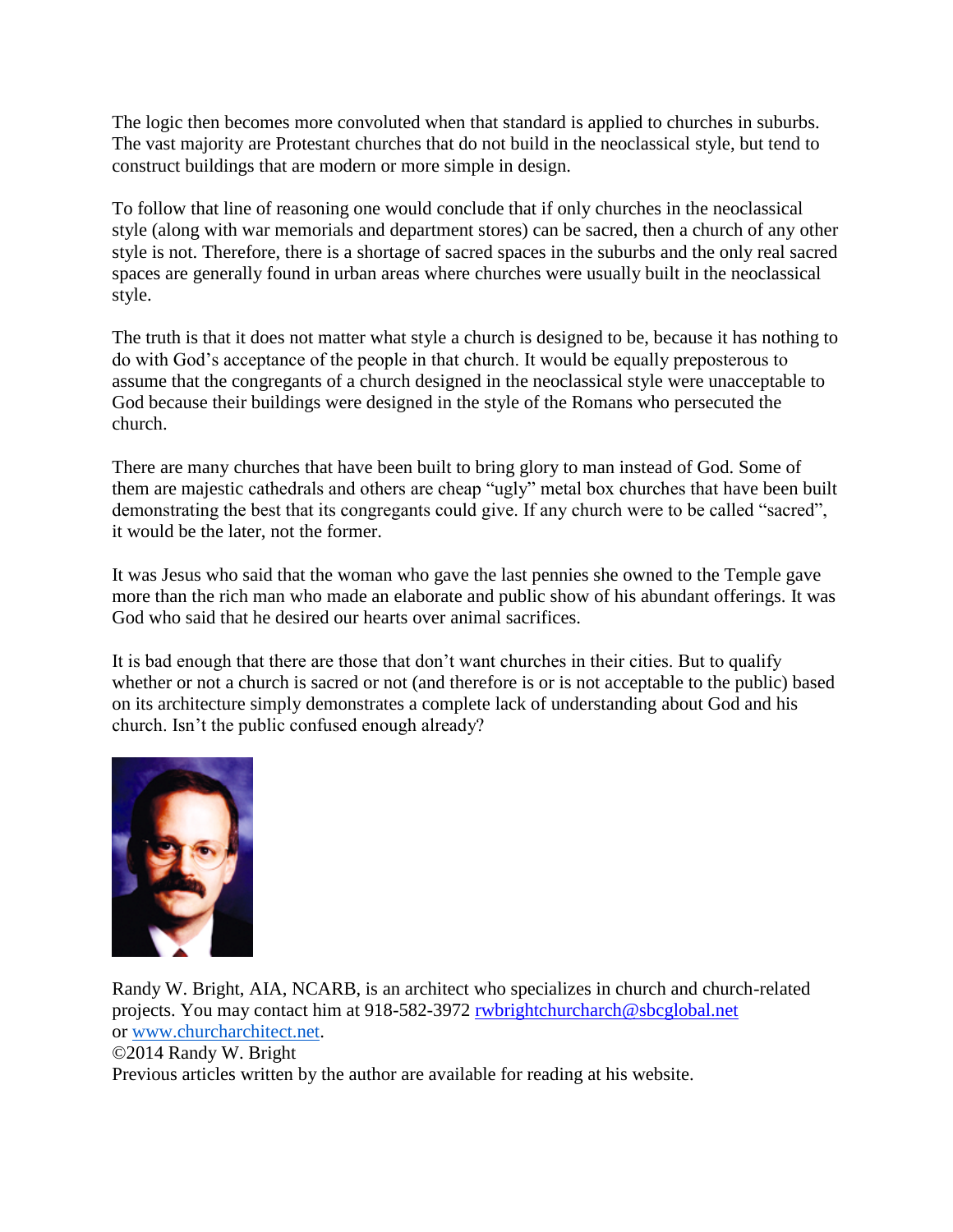The logic then becomes more convoluted when that standard is applied to churches in suburbs. The vast majority are Protestant churches that do not build in the neoclassical style, but tend to construct buildings that are modern or more simple in design.

To follow that line of reasoning one would conclude that if only churches in the neoclassical style (along with war memorials and department stores) can be sacred, then a church of any other style is not. Therefore, there is a shortage of sacred spaces in the suburbs and the only real sacred spaces are generally found in urban areas where churches were usually built in the neoclassical style.

The truth is that it does not matter what style a church is designed to be, because it has nothing to do with God's acceptance of the people in that church. It would be equally preposterous to assume that the congregants of a church designed in the neoclassical style were unacceptable to God because their buildings were designed in the style of the Romans who persecuted the church.

There are many churches that have been built to bring glory to man instead of God. Some of them are majestic cathedrals and others are cheap "ugly" metal box churches that have been built demonstrating the best that its congregants could give. If any church were to be called "sacred", it would be the later, not the former.

It was Jesus who said that the woman who gave the last pennies she owned to the Temple gave more than the rich man who made an elaborate and public show of his abundant offerings. It was God who said that he desired our hearts over animal sacrifices.

It is bad enough that there are those that don't want churches in their cities. But to qualify whether or not a church is sacred or not (and therefore is or is not acceptable to the public) based on its architecture simply demonstrates a complete lack of understanding about God and his church. Isn't the public confused enough already?

Randy W. Bright, AIA, NCARB, is an architect who specializes in church and church-related projects. You may contact him at 918-582-3972 [rwbrightchurcharch@sbcglobal.net](mailto:rwbrightchurcharch@sbcglobal.net) or [www.churcharchitect.net](http://www.churcharchitect.net).
©2014 Randy W. Bright
Previous articles written by the author are available for reading at his website.